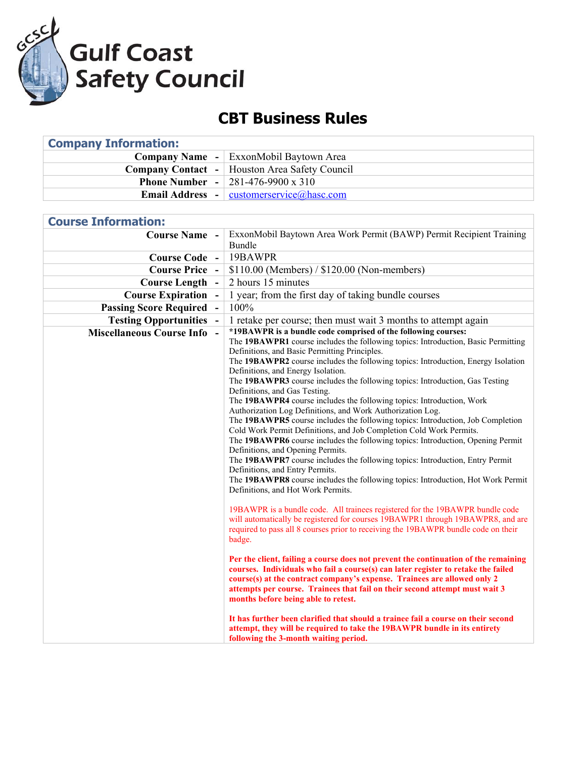# Gulf Coast Safety Council

## CBT Business Rules

| Company Information: | |
|---|---|
| Company Name - | ExxonMobil Baytown Area |
| Company Contact - | Houston Area Safety Council |
| Phone Number - | 281-476-9900 x 310 |
| Email Address - | customerservice@hasc.com |

| Course Information: | |
|---|---|
| Course Name - | ExxonMobil Baytown Area Work Permit (BAWP) Permit Recipient Training Bundle |
| Course Code - | 19BAWPR |
| Course Price - | $110.00 (Members) / $120.00 (Non-members) |
| Course Length - | 2 hours 15 minutes |
| Course Expiration - | 1 year; from the first day of taking bundle courses |
| Passing Score Required - | 100% |
| Testing Opportunities - | 1 retake per course; then must wait 3 months to attempt again |
| Miscellaneous Course Info - | **\*19BAWPR is a bundle code comprised of the following courses:** The **19BAWPR1** course includes the following topics: Introduction, Basic Permitting Definitions, and Basic Permitting Principles. The **19BAWPR2** course includes the following topics: Introduction, Energy Isolation Definitions, and Energy Isolation. The **19BAWPR3** course includes the following topics: Introduction, Gas Testing Definitions, and Gas Testing. The **19BAWPR4** course includes the following topics: Introduction, Work Authorization Log Definitions, and Work Authorization Log. The **19BAWPR5** course includes the following topics: Introduction, Job Completion Cold Work Permit Definitions, and Job Completion Cold Work Permits. The **19BAWPR6** course includes the following topics: Introduction, Opening Permit Definitions, and Opening Permits. The **19BAWPR7** course includes the following topics: Introduction, Entry Permit Definitions, and Entry Permits. The **19BAWPR8** course includes the following topics: Introduction, Hot Work Permit Definitions, and Hot Work Permits.<br><br>19BAWPR is a bundle code. All trainees registered for the 19BAWPR bundle code will automatically be registered for courses 19BAWPR1 through 19BAWPR8, and are required to pass all 8 courses prior to receiving the 19BAWPR bundle code on their badge.<br><br>**Per the client, failing a course does not prevent the continuation of the remaining courses. Individuals who fail a course(s) can later register to retake the failed course(s) at the contract company's expense. Trainees are allowed only 2 attempts per course. Trainees that fail on their second attempt must wait 3 months before being able to retest.**<br><br>**It has further been clarified that should a trainee fail a course on their second attempt, they will be required to take the 19BAWPR bundle in its entirety following the 3-month waiting period.** |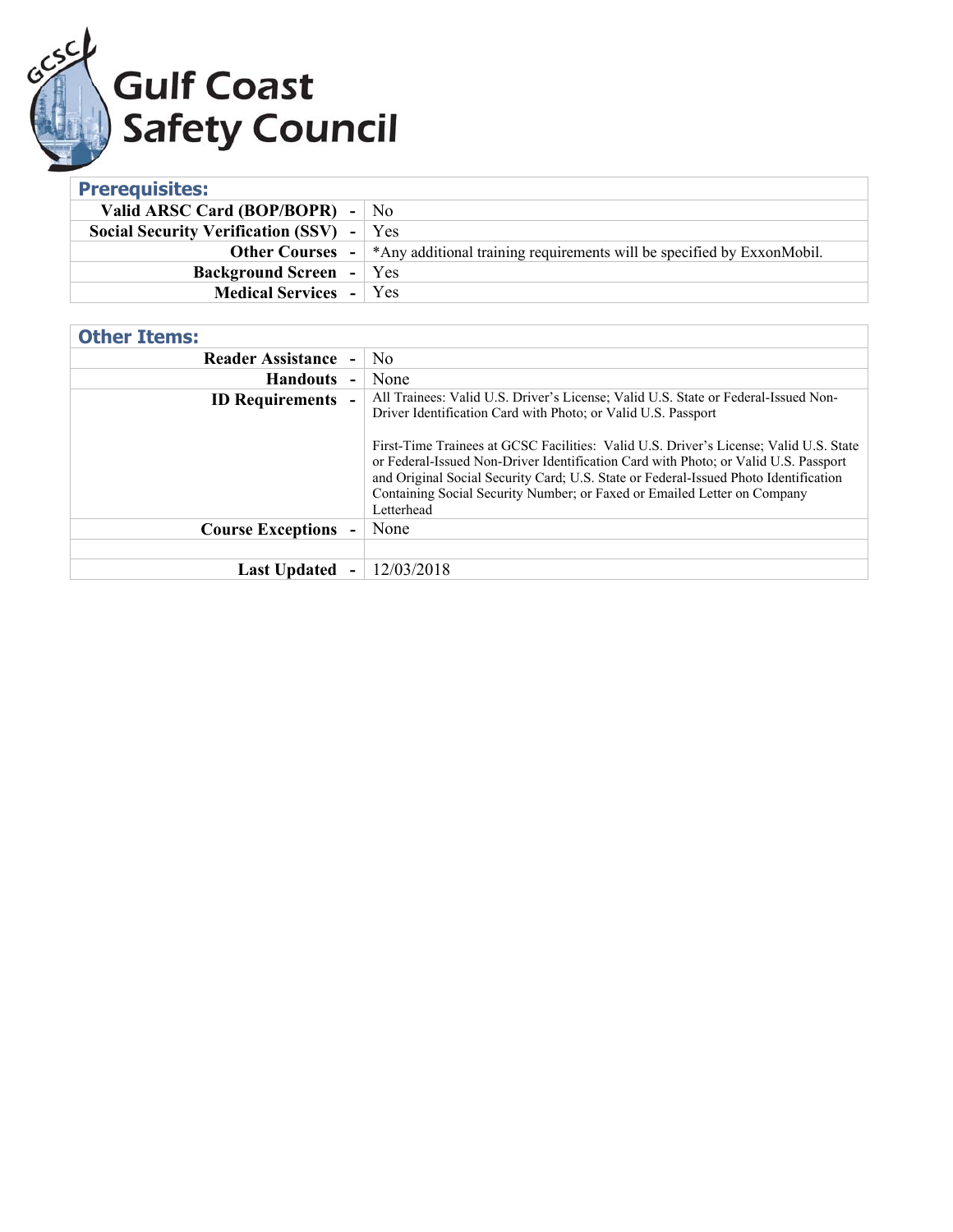# Gulf Coast Safety Council

| Prerequisites: | |
|---|---|
| **Valid ARSC Card (BOP/BOPR)** - | No |
| **Social Security Verification (SSV)** - | Yes |
| **Other Courses** - | *Any additional training requirements will be specified by ExxonMobil. |
| **Background Screen** - | Yes |
| **Medical Services** - | Yes |

| Other Items: | |
|---|---|
| **Reader Assistance** - | No |
| **Handouts** - | None |
| **ID Requirements** - | All Trainees: Valid U.S. Driver's License; Valid U.S. State or Federal-Issued Non-Driver Identification Card with Photo; or Valid U.S. Passport<br><br>First-Time Trainees at GCSC Facilities: Valid U.S. Driver's License; Valid U.S. State or Federal-Issued Non-Driver Identification Card with Photo; or Valid U.S. Passport and Original Social Security Card; U.S. State or Federal-Issued Photo Identification Containing Social Security Number; or Faxed or Emailed Letter on Company Letterhead |
| **Course Exceptions** - | None |
| | |
| **Last Updated** - | 12/03/2018 |